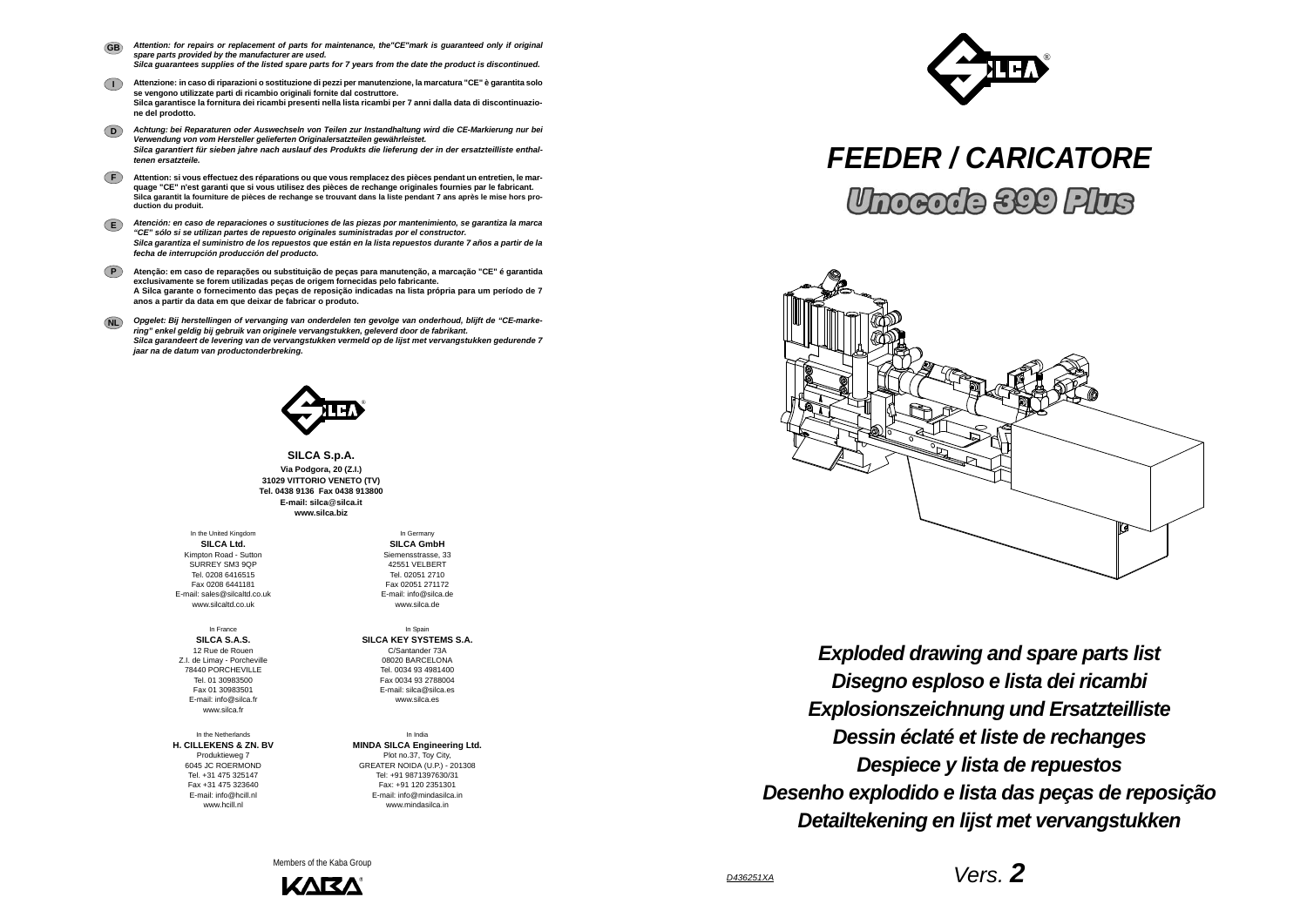**GB** ***Attention: for repairs or replacement of parts for maintenance, the"CE"mark is guaranteed only if original spare parts provided by the manufacturer are used.***
***Silca guarantees supplies of the listed spare parts for 7 years from the date the product is discontinued.***

**I** **Attenzione: in caso di riparazioni o sostituzione di pezzi per manutenzione, la marcatura "CE" è garantita solo se vengono utilizzate parti di ricambio originali fornite dal costruttore.**
**Silca garantisce la fornitura dei ricambi presenti nella lista ricambi per 7 anni dalla data di discontinuazione del prodotto.**

**D** ***Achtung: bei Reparaturen oder Auswechseln von Teilen zur Instandhaltung wird die CE-Markierung nur bei Verwendung von vom Hersteller gelieferten Originalersatzteilen gewährleistet.***
***Silca garantiert für sieben jahre nach auslauf des Produkts die lieferung der in der ersatzteilliste enthaltenen ersatzteile.***

**F** **Attention: si vous effectuez des réparations ou que vous remplacez des pièces pendant un entretien, le marquage "CE" n'est garanti que si vous utilisez des pièces de rechange originales fournies par le fabricant.**
**Silca garantit la fourniture de pièces de rechange se trouvant dans la liste pendant 7 ans après le mise hors production du produit.**

**E** ***Atención: en caso de reparaciones o sustituciones de las piezas por mantenimiento, se garantiza la marca "CE" sólo si se utilizan partes de repuesto originales suministradas por el constructor.***
***Silca garantiza el suministro de los repuestos que están en la lista repuestos durante 7 años a partir de la fecha de interrupción producción del producto.***

**P** **Atenção: em caso de reparações ou substituição de peças para manutenção, a marcação "CE" é garantida exclusivamente se forem utilizadas peças de origem fornecidas pelo fabricante.**
**A Silca garante o fornecimento das peças de reposição indicadas na lista própria para um período de 7 anos a partir da data em que deixar de fabricar o produto.**

**NL** ***Opgelet: Bij herstellingen of vervanging van onderdelen ten gevolge van onderhoud, blijft de "CE-markering" enkel geldig bij gebruik van originele vervangstukken, geleverd door de fabrikant.***
***Silca garandeert de levering van de vervangstukken vermeld op de lijst met vervangstukken gedurende 7 jaar na de datum van productonderbreking.***

**SILCA S.p.A.**
**Via Podgora, 20 (Z.I.)**
**31029 VITTORIO VENETO (TV)**
**Tel. 0438 9136 Fax 0438 913800**
**E-mail: silca@silca.it**
**www.silca.biz**

In the United Kingdom
**SILCA Ltd.**
Kimpton Road - Sutton
SURREY SM3 9QP
Tel. 0208 6416515
Fax 0208 6441181
E-mail: sales@silcaltd.co.uk
www.silcaltd.co.uk

In Germany
**SILCA GmbH**
Siemensstrasse, 33
42551 VELBERT
Tel. 02051 2710
Fax 02051 271172
E-mail: info@silca.de
www.silca.de

In France
**SILCA S.A.S.**
12 Rue de Rouen
Z.I. de Limay - Porcheville
78440 PORCHEVILLE
Tel. 01 30983500
Fax 01 30983501
E-mail: info@silca.fr
www.silca.fr

In Spain
**SILCA KEY SYSTEMS S.A.**
C/Santander 73A
08020 BARCELONA
Tel. 0034 93 4981400
Fax 0034 93 2788004
E-mail: silca@silca.es
www.silca.es

In the Netherlands
**H. CILLEKENS & ZN. BV**
Produktieweg 7
6045 JC ROERMOND
Tel. +31 475 325147
Fax +31 475 323640
E-mail: info@hcill.nl
www.hcill.nl

In India
**MINDA SILCA Engineering Ltd.**
Plot no.37, Toy City,
GREATER NOIDA (U.P.) - 201308
Tel: +91 9871397630/31
Fax: +91 120 2351301
E-mail: info@mindasilca.in
www.mindasilca.in

Members of the Kaba Group

# *FEEDER / CARICATORE*

## *Unocode 399 Plus*

***Exploded drawing and spare parts list***
***Disegno esploso e lista dei ricambi***
***Explosionszeichnung und Ersatzteilliste***
***Dessin éclaté et liste de rechanges***
***Despiece y lista de repuestos***
***Desenho explodido e lista das peças de reposição***
***Detailtekening en lijst met vervangstukken***

D436251XA

*Vers.* ***2***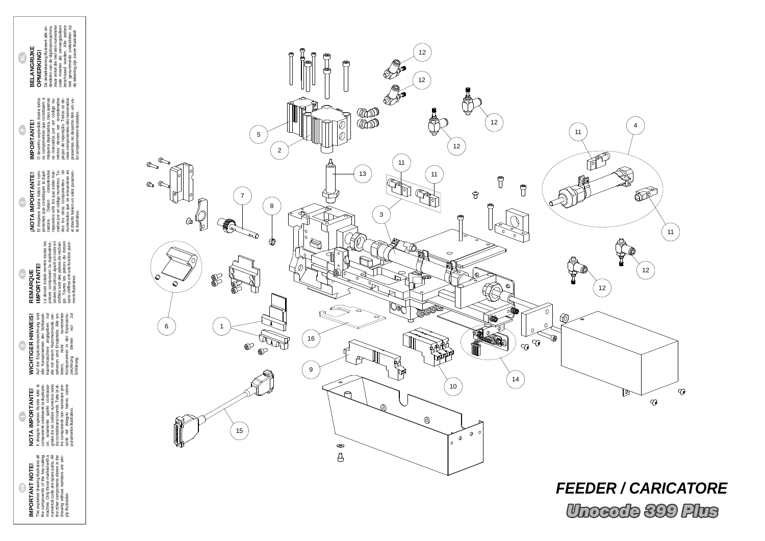## IMPORTANT NOTE!

The exploded drawing illustrates all the components of the key-cutting machine. Only those marked with a numerical code are spare parts. All the other components shown in the drawing without numbers are simply illustrative.

## NOTA IMPORTANTE!

Il disegno esploso illustra tutte le componenti costituenti la duplicatrice, solamente quelle contrassegnate da un codice numerico sono da considerarsi ricambi. Tutte le altre componenti non numerate presenti nel disegno hanno valore puramente illustrativo.

## WICHTIGER HINWEIS!

Auf der Explosionszeichnung sind alle Komponenten der Schlüsselkopiermaschine angegeben; nur die mit einem Nummerncode versehenen sind Ersatzteile. Alle anderen, nicht numerierten Komponenten in der Explosionszeichnung dienen nur zur Erklärung.

## REMARQUE IMPORTANTE!

Le dessin éclaté montre toutes les pièces composant la duplicatrice, seules les pièces ayant un code en chiffres sont des pièces de rechange. Toutes les pièces du dessin sans chiffres ont une fonction purement illustrative.

## ¡NOTA IMPORTANTE!

El despiece ilustra todos los componentes que constituyen la duplicadora. Deben considerarse repuestos sólo los que están marcados por un código numérico. Todos los otros componentes no numerados que se encuentran en el diseño tienen un valor puramente ilustrativo.

## IMPORTANTE!

O desenho explodido ilustra todos os componentes que constituem a máquina duplicadora, mas apenas os marcados por um código numérico devem ser considerados peças de reposição. Todos os demais componentes não numerados presentes no desenho têm um valor simplesmente ilustrativo.

## BELANGRIJKE OPMERKING!

De detailtekening illustreert alle onderdelen van de sleutelmachine, maar enkel die met een numerieke code moeten als vervangstukken beschouwd worden. Alle andere niet genummerde onderdelen op de tekening zijn zuiver illustratief.

1 2 3 4 5 6 7 8 9 10 11 12 13 14 15 16

# FEEDER / CARICATORE

## Unocode 399 Plus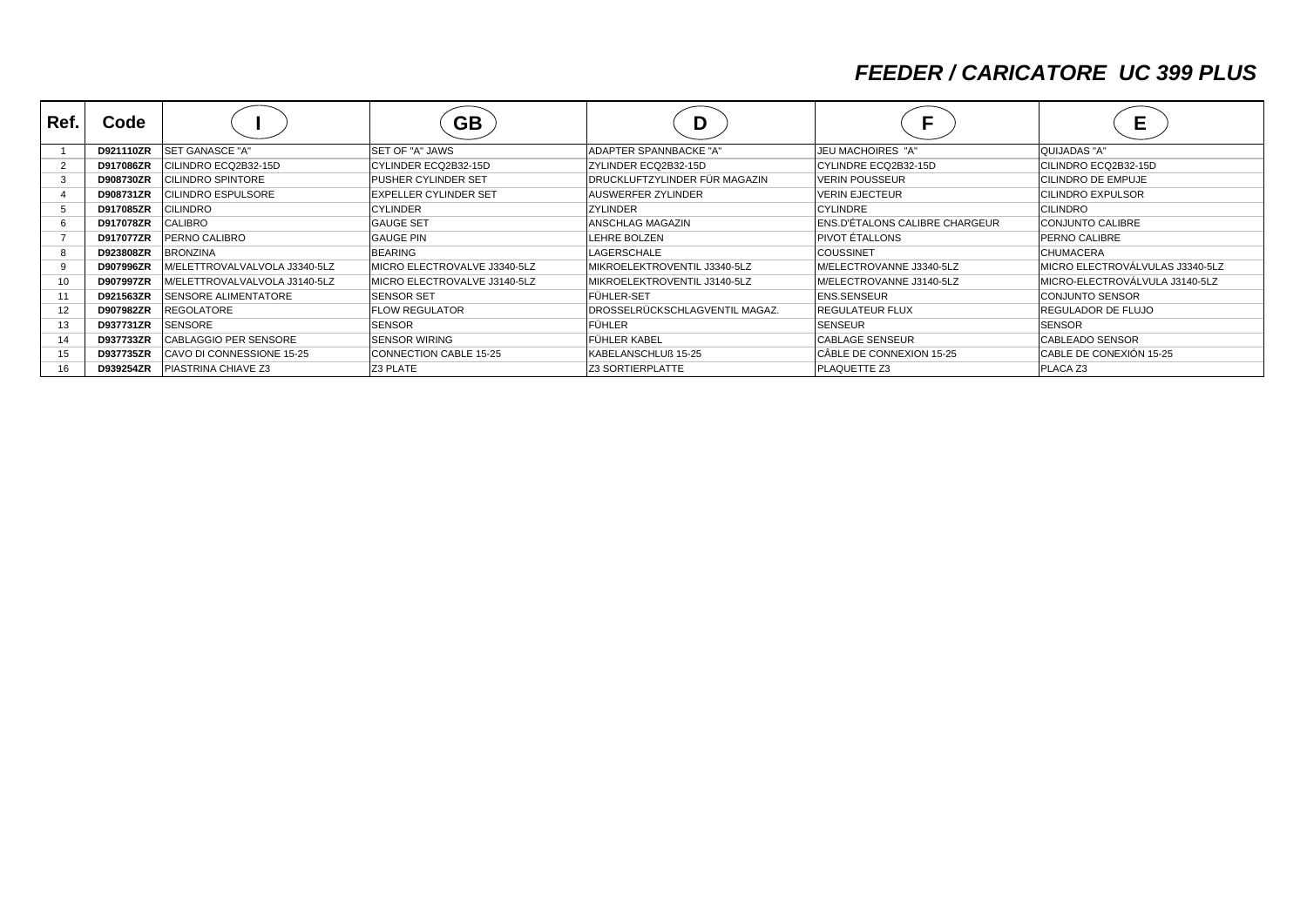# FEEDER / CARICATORE UC 399 PLUS

| Ref. | Code | I | GB | D | F | E |
|---|---|---|---|---|---|---|
| 1 | D921110ZR | SET GANASCE "A" | SET OF "A" JAWS | ADAPTER SPANNBACKE "A" | JEU MACHOIRES "A" | QUIJADAS "A" |
| 2 | D917086ZR | CILINDRO ECQ2B32-15D | CYLINDER ECQ2B32-15D | ZYLINDER ECQ2B32-15D | CYLINDRE ECQ2B32-15D | CILINDRO ECQ2B32-15D |
| 3 | D908730ZR | CILINDRO SPINTORE | PUSHER CYLINDER SET | DRUCKLUFTZYLINDER FÜR MAGAZIN | VERIN POUSSEUR | CILINDRO DE EMPUJE |
| 4 | D908731ZR | CILINDRO ESPULSORE | EXPELLER CYLINDER SET | AUSWERFER ZYLINDER | VERIN EJECTEUR | CILINDRO EXPULSOR |
| 5 | D917085ZR | CILINDRO | CYLINDER | ZYLINDER | CYLINDRE | CILINDRO |
| 6 | D917078ZR | CALIBRO | GAUGE SET | ANSCHLAG MAGAZIN | ENS.D'ÉTALONS CALIBRE CHARGEUR | CONJUNTO CALIBRE |
| 7 | D917077ZR | PERNO CALIBRO | GAUGE PIN | LEHRE BOLZEN | PIVOT ÉTALLONS | PERNO CALIBRE |
| 8 | D923808ZR | BRONZINA | BEARING | LAGERSCHALE | COUSSINET | CHUMACERA |
| 9 | D907996ZR | M/ELETTROVALVALVOLA J3340-5LZ | MICRO ELECTROVALVE J3340-5LZ | MIKROELEKTROVENTIL J3340-5LZ | M/ELECTROVANNE J3340-5LZ | MICRO ELECTROVÁLVULAS J3340-5LZ |
| 10 | D907997ZR | M/ELETTROVALVALVOLA J3140-5LZ | MICRO ELECTROVALVE J3140-5LZ | MIKROELEKTROVENTIL J3140-5LZ | M/ELECTROVANNE J3140-5LZ | MICRO-ELECTROVÁLVULA J3140-5LZ |
| 11 | D921563ZR | SENSORE ALIMENTATORE | SENSOR SET | FÜHLER-SET | ENS.SENSEUR | CONJUNTO SENSOR |
| 12 | D907982ZR | REGOLATORE | FLOW REGULATOR | DROSSELRÜCKSCHLAGVENTIL MAGAZ. | REGULATEUR FLUX | REGULADOR DE FLUJO |
| 13 | D937731ZR | SENSORE | SENSOR | FÜHLER | SENSEUR | SENSOR |
| 14 | D937733ZR | CABLAGGIO PER SENSORE | SENSOR WIRING | FÜHLER KABEL | CABLAGE SENSEUR | CABLEADO SENSOR |
| 15 | D937735ZR | CAVO DI CONNESSIONE 15-25 | CONNECTION CABLE 15-25 | KABELANSCHLUß 15-25 | CÂBLE DE CONNEXION 15-25 | CABLE DE CONEXIÓN 15-25 |
| 16 | D939254ZR | PIASTRINA CHIAVE Z3 | Z3 PLATE | Z3 SORTIERPLATTE | PLAQUETTE Z3 | PLACA Z3 |